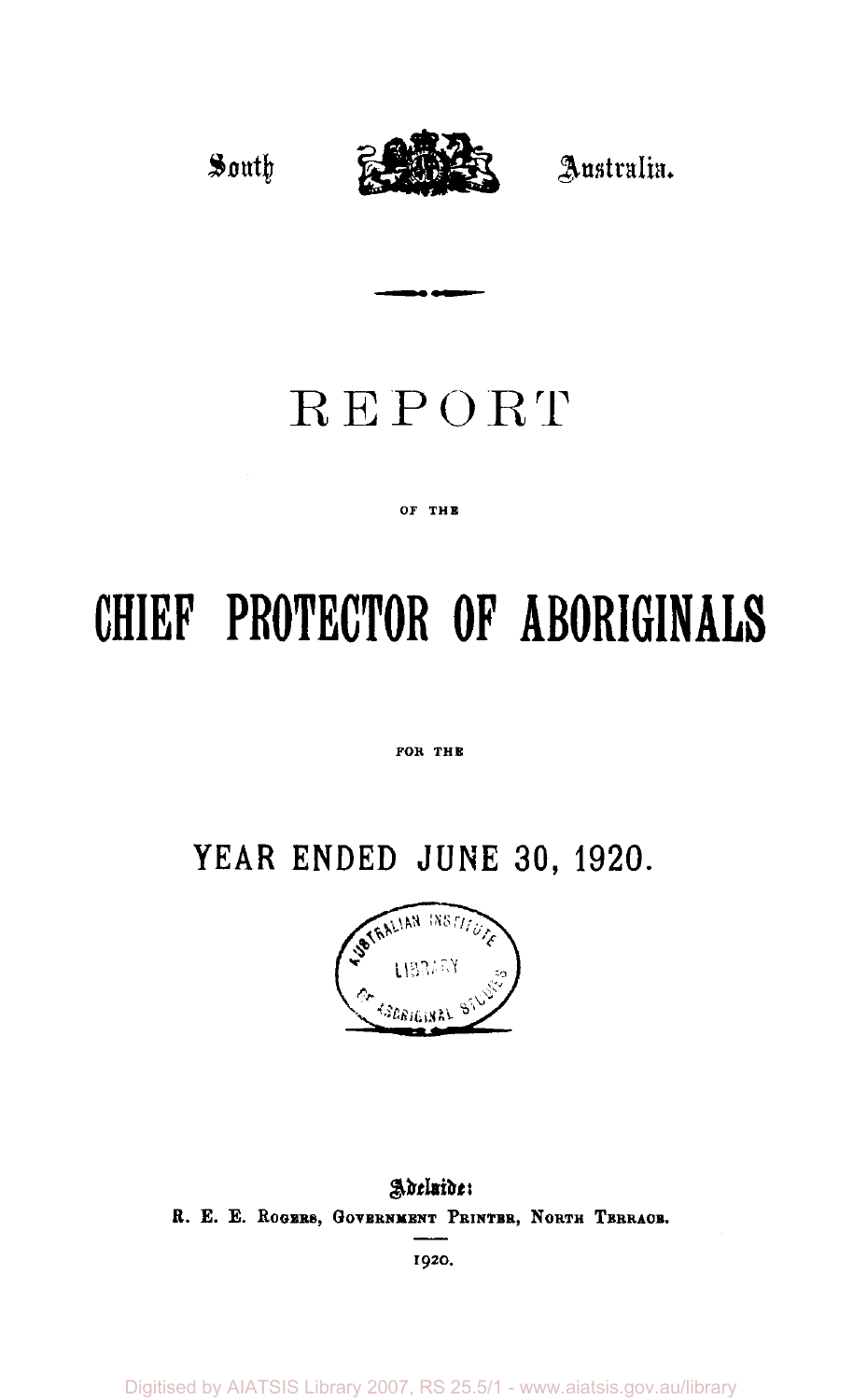South Australia.

# REPORT

OF THE

# CHIEF PROTECTOR OF ABORIGINALS

FOR THE

## YEAR ENDED JUNE 30, 1920.

Adelaide:
R. E. E. Rogers, Government Printer, North Terrace.

1920.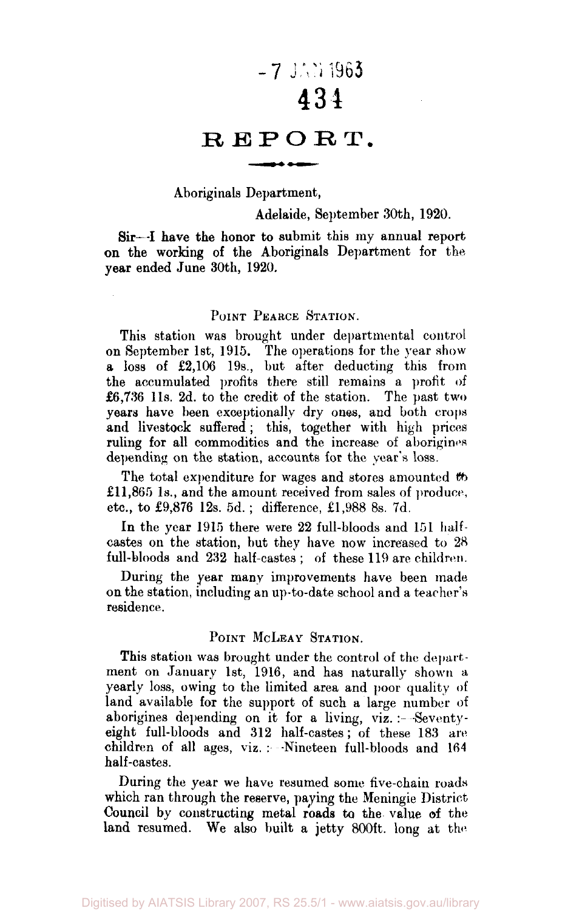-7 JAN 1963
434

# REPORT.

Aboriginals Department,

Adelaide, September 30th, 1920.

Sir—I have the honor to submit this my annual report on the working of the Aboriginals Department for the year ended June 30th, 1920.

## POINT PEARCE STATION.

This station was brought under departmental control on September 1st, 1915. The operations for the year show a loss of £2,106 19s., but after deducting this from the accumulated profits there still remains a profit of £6,736 11s. 2d. to the credit of the station. The past two years have been exceptionally dry ones, and both crops and livestock suffered; this, together with high prices ruling for all commodities and the increase of aborigines depending on the station, accounts for the year's loss.

The total expenditure for wages and stores amounted to £11,865 1s., and the amount received from sales of produce, etc., to £9,876 12s. 5d.; difference, £1,988 8s. 7d.

In the year 1915 there were 22 full-bloods and 151 half-castes on the station, but they have now increased to 28 full-bloods and 232 half-castes; of these 119 are children.

During the year many improvements have been made on the station, including an up-to-date school and a teacher's residence.

## POINT McLEAY STATION.

This station was brought under the control of the department on January 1st, 1916, and has naturally shown a yearly loss, owing to the limited area and poor quality of land available for the support of such a large number of aborigines depending on it for a living, viz.:—Seventy-eight full-bloods and 312 half-castes; of these 183 are children of all ages, viz.:—Nineteen full-bloods and 164 half-castes.

During the year we have resumed some five-chain roads which ran through the reserve, paying the Meningie District Council by constructing metal roads to the value of the land resumed. We also built a jetty 800ft. long at the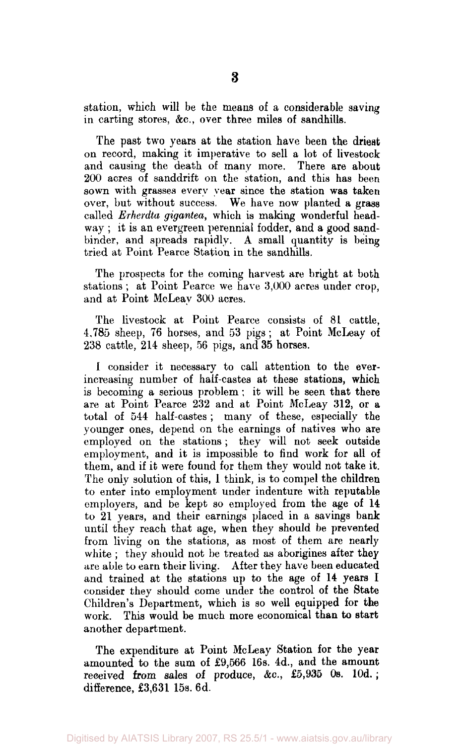station, which will be the means of a considerable saving in carting stores, &c., over three miles of sandhills.

The past two years at the station have been the driest on record, making it imperative to sell a lot of livestock and causing the death of many more. There are about 200 acres of sanddrift on the station, and this has been sown with grasses every year since the station was taken over, but without success. We have now planted a grass called *Erherdta gigantea*, which is making wonderful headway; it is an evergreen perennial fodder, and a good sandbinder, and spreads rapidly. A small quantity is being tried at Point Pearce Station in the sandhills.

The prospects for the coming harvest are bright at both stations; at Point Pearce we have 3,000 acres under crop, and at Point McLeay 300 acres.

The livestock at Point Pearce consists of 81 cattle, 4,785 sheep, 76 horses, and 53 pigs; at Point McLeay of 238 cattle, 214 sheep, 56 pigs, and 35 horses.

I consider it necessary to call attention to the ever-increasing number of half-castes at these stations, which is becoming a serious problem; it will be seen that there are at Point Pearce 232 and at Point McLeay 312, or a total of 544 half-castes; many of these, especially the younger ones, depend on the earnings of natives who are employed on the stations; they will not seek outside employment, and it is impossible to find work for all of them, and if it were found for them they would not take it. The only solution of this, I think, is to compel the children to enter into employment under indenture with reputable employers, and be kept so employed from the age of 14 to 21 years, and their earnings placed in a savings bank until they reach that age, when they should be prevented from living on the stations, as most of them are nearly white; they should not be treated as aborigines after they are able to earn their living. After they have been educated and trained at the stations up to the age of 14 years I consider they should come under the control of the State Children's Department, which is so well equipped for the work. This would be much more economical than to start another department.

The expenditure at Point McLeay Station for the year amounted to the sum of £9,566 16s. 4d., and the amount received from sales of produce, &c., £5,935 0s. 10d.; difference, £3,631 15s. 6d.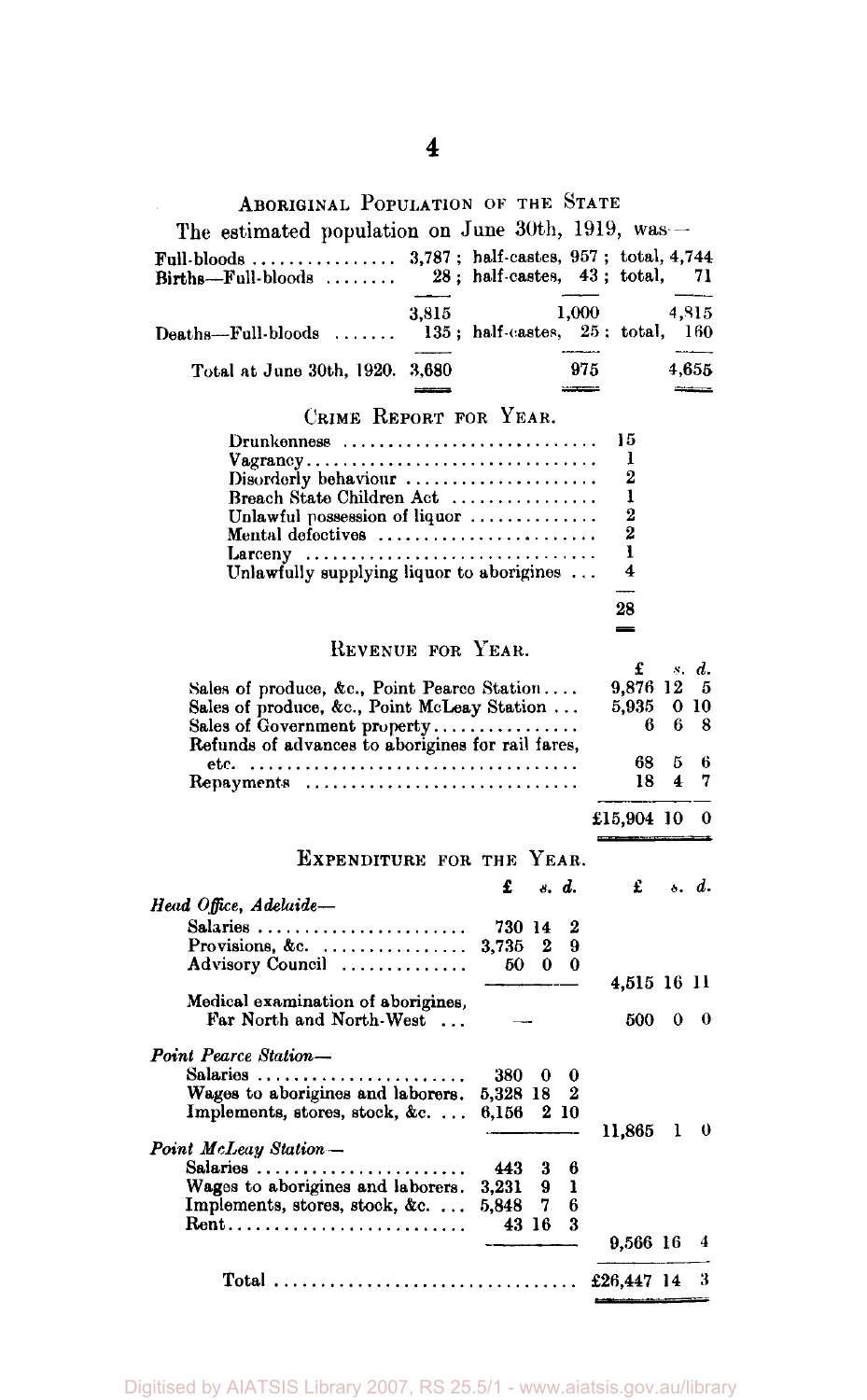## ABORIGINAL POPULATION OF THE STATE

The estimated population on June 30th, 1919, was—

| | Full-bloods | Half-castes | Total |
|---|---|---|---|
| Full-bloods ... | 3,787 | 957 | 4,744 |
| Births—Full-bloods ... | 28 | 43 | 71 |
| | 3,815 | 1,000 | 4,815 |
| Deaths—Full-bloods ... | 135 | 25 | 160 |
| Total at June 30th, 1920. | 3,680 | 975 | 4,655 |

## CRIME REPORT FOR YEAR.

| Offence | Number |
|---|---|
| Drunkenness | 15 |
| Vagrancy | 1 |
| Disorderly behaviour | 2 |
| Breach State Children Act | 1 |
| Unlawful possession of liquor | 2 |
| Mental defectives | 2 |
| Larceny | 1 |
| Unlawfully supplying liquor to aborigines | 4 |
| | 28 |

## REVENUE FOR YEAR.

| | £ | s. | d. |
|---|---|---|---|
| Sales of produce, &c., Point Pearce Station | 9,876 | 12 | 5 |
| Sales of produce, &c., Point McLeay Station | 5,935 | 0 | 10 |
| Sales of Government property | 6 | 6 | 8 |
| Refunds of advances to aborigines for rail fares, etc. | 68 | 5 | 6 |
| Repayments | 18 | 4 | 7 |
| | £15,904 | 10 | 0 |

## EXPENDITURE FOR THE YEAR.

| | £ | s. | d. | £ | s. | d. |
|---|---|---|---|---|---|---|
| *Head Office, Adelaide*— | | | | | | |
| Salaries | 730 | 14 | 2 | | | |
| Provisions, &c. | 3,735 | 2 | 9 | | | |
| Advisory Council | 50 | 0 | 0 | | | |
| | | | | 4,515 | 16 | 11 |
| Medical examination of aborigines, Far North and North-West | — | | | 500 | 0 | 0 |
| *Point Pearce Station*— | | | | | | |
| Salaries | 380 | 0 | 0 | | | |
| Wages to aborigines and laborers. | 5,328 | 18 | 2 | | | |
| Implements, stores, stock, &c. | 6,156 | 2 | 10 | | | |
| | | | | 11,865 | 1 | 0 |
| *Point McLeay Station*— | | | | | | |
| Salaries | 443 | 3 | 6 | | | |
| Wages to aborigines and laborers. | 3,231 | 9 | 1 | | | |
| Implements, stores, stock, &c. | 5,848 | 7 | 6 | | | |
| Rent | 43 | 16 | 3 | | | |
| | | | | 9,566 | 16 | 4 |
| Total | | | | £26,447 | 14 | 3 |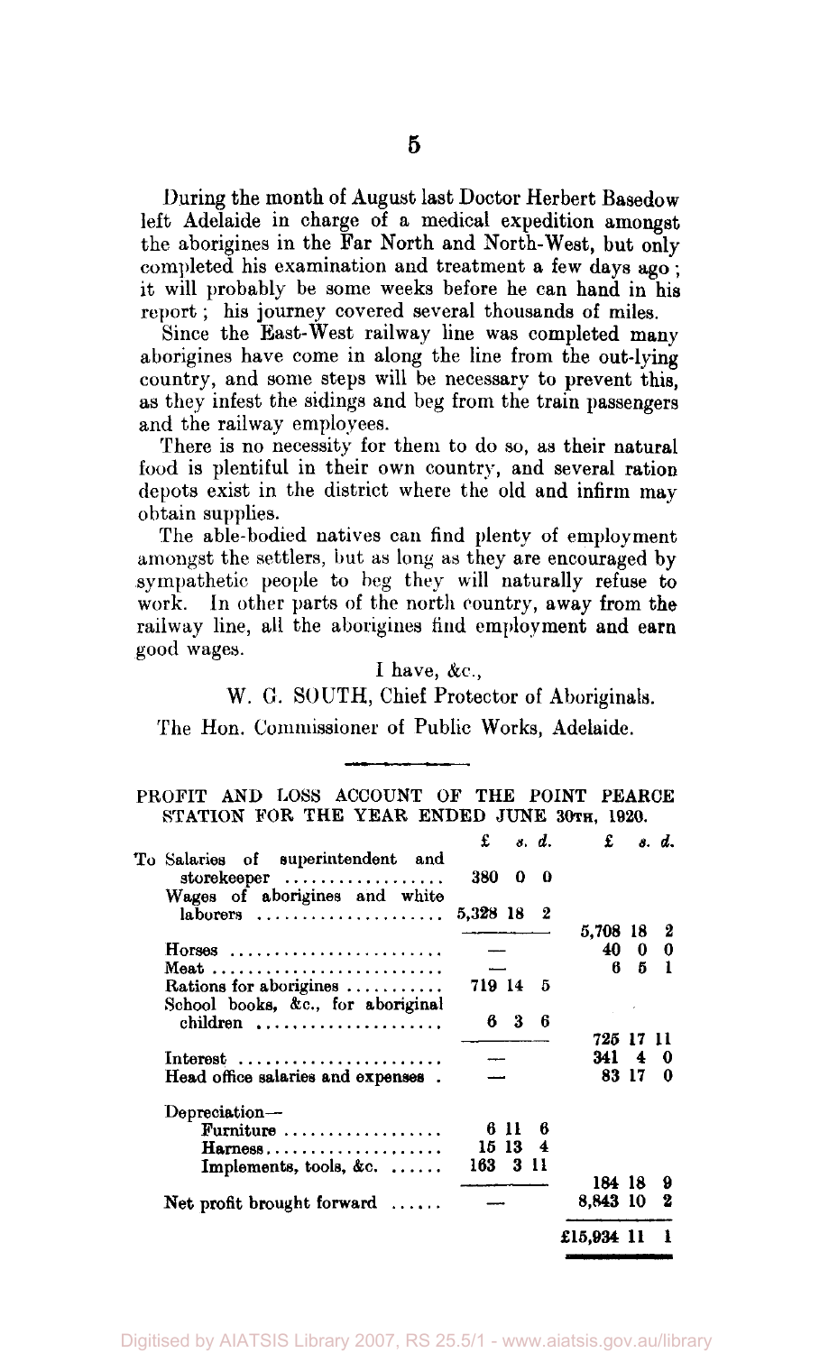During the month of August last Doctor Herbert Basedow left Adelaide in charge of a medical expedition amongst the aborigines in the Far North and North-West, but only completed his examination and treatment a few days ago; it will probably be some weeks before he can hand in his report; his journey covered several thousands of miles.

Since the East-West railway line was completed many aborigines have come in along the line from the out-lying country, and some steps will be necessary to prevent this, as they infest the sidings and beg from the train passengers and the railway employees.

There is no necessity for them to do so, as their natural food is plentiful in their own country, and several ration depots exist in the district where the old and infirm may obtain supplies.

The able-bodied natives can find plenty of employment amongst the settlers, but as long as they are encouraged by sympathetic people to beg they will naturally refuse to work. In other parts of the north country, away from the railway line, all the aborigines find employment and earn good wages.

I have, &c.,

W. G. SOUTH, Chief Protector of Aboriginals.

The Hon. Commissioner of Public Works, Adelaide.

---

PROFIT AND LOSS ACCOUNT OF THE POINT PEARCE STATION FOR THE YEAR ENDED JUNE 30TH, 1920.

| | £ s. d. | £ s. d. |
|---|---|---|
| To Salaries of superintendent and storekeeper | 380 0 0 | |
| Wages of aborigines and white laborers | 5,328 18 2 | |
| | | 5,708 18 2 |
| Horses | — | 40 0 0 |
| Meat | — | 6 5 1 |
| Rations for aborigines | 719 14 5 | |
| School books, &c., for aboriginal children | 6 3 6 | |
| | | 725 17 11 |
| Interest | — | 341 4 0 |
| Head office salaries and expenses | — | 83 17 0 |
| Depreciation— | | |
| Furniture | 6 11 6 | |
| Harness | 15 13 4 | |
| Implements, tools, &c. | 163 3 11 | |
| | | 184 18 9 |
| Net profit brought forward | — | 8,843 10 2 |
| | | £15,934 11 1 |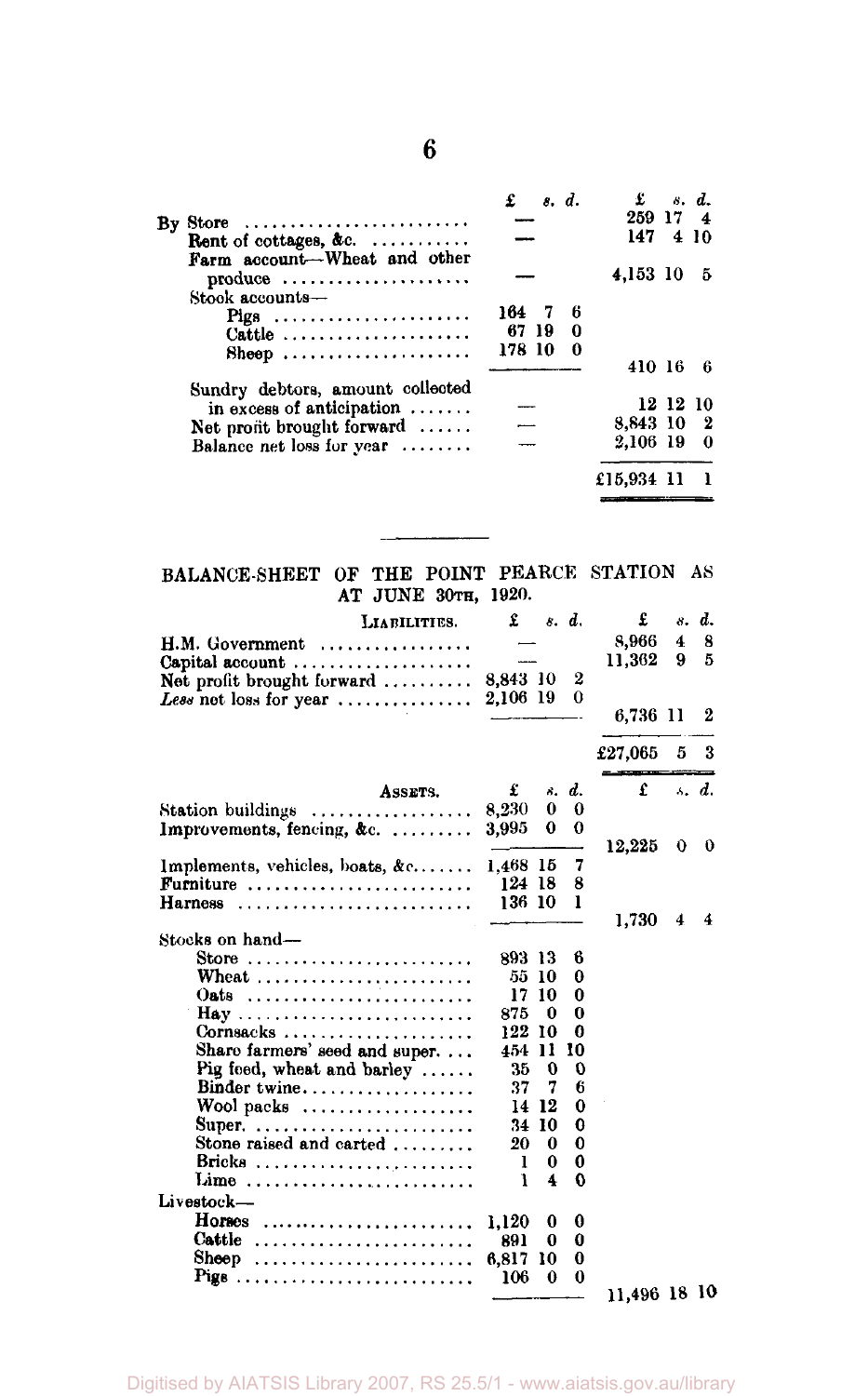| | £ s. d. | £ s. d. |
|---|---|---|
| By Store | — | 259 17 4 |
| Rent of cottages, &c. | — | 147 4 10 |
| Farm account—Wheat and other produce | — | 4,153 10 5 |
| Stock accounts— | | |
| Pigs | 164 7 6 | |
| Cattle | 67 19 0 | |
| Sheep | 178 10 0 | |
| | | 410 16 6 |
| Sundry debtors, amount collected in excess of anticipation | — | 12 12 10 |
| Net profit brought forward | — | 8,843 10 2 |
| Balance net loss for year | — | 2,106 19 0 |
| | | £15,934 11 1 |

## BALANCE-SHEET OF THE POINT PEARCE STATION AS AT JUNE 30TH, 1920.

| LIABILITIES. | £ s. d. | £ s. d. |
|---|---|---|
| H.M. Government | — | 8,966 4 8 |
| Capital account | — | 11,362 9 5 |
| Net profit brought forward | 8,843 10 2 | |
| *Less* net loss for year | 2,106 19 0 | |
| | | 6,736 11 2 |
| | | £27,065 5 3 |

| ASSETS. | £ s. d. | £ s. d. |
|---|---|---|
| Station buildings | 8,230 0 0 | |
| Improvements, fencing, &c. | 3,995 0 0 | |
| | | 12,225 0 0 |
| Implements, vehicles, boats, &c. | 1,468 15 7 | |
| Furniture | 124 18 8 | |
| Harness | 136 10 1 | |
| | | 1,730 4 4 |
| Stocks on hand— | | |
| Store | 893 13 6 | |
| Wheat | 55 10 0 | |
| Oats | 17 10 0 | |
| Hay | 875 0 0 | |
| Cornsacks | 122 10 0 | |
| Share farmers' seed and super. | 454 11 10 | |
| Pig feed, wheat and barley | 35 0 0 | |
| Binder twine | 37 7 6 | |
| Wool packs | 14 12 0 | |
| Super. | 34 10 0 | |
| Stone raised and carted | 20 0 0 | |
| Bricks | 1 0 0 | |
| Lime | 1 4 0 | |
| Livestock— | | |
| Horses | 1,120 0 0 | |
| Cattle | 891 0 0 | |
| Sheep | 6,817 10 0 | |
| Pigs | 106 0 0 | |
| | | 11,496 18 10 |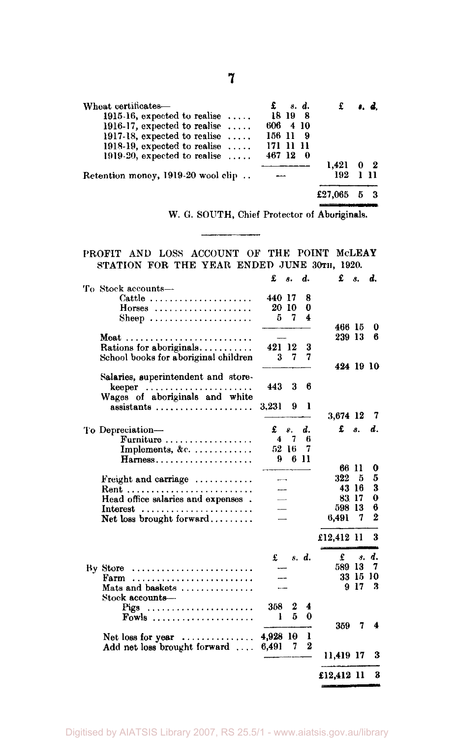| | £ s. d. | £ s. d. |
|---|---|---|
| Wheat certificates— | | |
| 1915-16, expected to realise ..... | 18 19 8 | |
| 1916-17, expected to realise ..... | 606 4 10 | |
| 1917-18, expected to realise ..... | 156 11 9 | |
| 1918-19, expected to realise ..... | 171 11 11 | |
| 1919-20, expected to realise ..... | 467 12 0 | |
| | | 1,421 0 2 |
| Retention money, 1919-20 wool clip .. | — | 192 1 11 |
| | | £27,065 5 3 |

W. G. SOUTH, Chief Protector of Aboriginals.

---

## PROFIT AND LOSS ACCOUNT OF THE POINT McLEAY STATION FOR THE YEAR ENDED JUNE 30TH, 1920.

| | £ s. d. | £ s. d. |
|---|---|---|
| To Stock accounts— | | |
| Cattle ..................... | 440 17 8 | |
| Horses ..................... | 20 10 0 | |
| Sheep ..................... | 5 7 4 | |
| | | 466 15 0 |
| Meat ......................... | — | 239 13 6 |
| Rations for aboriginals........... | 421 12 3 | |
| School books for aboriginal children | 3 7 7 | |
| | | 424 19 10 |
| Salaries, superintendent and storekeeper ..................... | 443 3 6 | |
| Wages of aboriginals and white assistants .................... | 3,231 9 1 | |
| | | 3,674 12 7 |
| To Depreciation— | £ s. d. | £ s. d. |
| Furniture .................. | 4 7 6 | |
| Implements, &c. ............ | 52 16 7 | |
| Harness.................... | 9 6 11 | |
| | | 66 11 0 |
| Freight and carriage ............ | — | 322 5 5 |
| Rent ......................... | — | 43 16 3 |
| Head office salaries and expenses . | — | 83 17 0 |
| Interest ...................... | — | 598 13 6 |
| Net loss brought forward......... | — | 6,491 7 2 |
| | | £12,412 11 3 |
| | £ s. d. | £ s. d. |
| By Store ........................ | — | 589 13 7 |
| Farm ........................ | — | 33 15 10 |
| Mats and baskets .............. | — | 9 17 3 |
| Stock accounts— | | |
| Pigs ..................... | 358 2 4 | |
| Fowls .................... | 1 5 0 | |
| | | 359 7 4 |
| Net loss for year .............. | 4,928 10 1 | |
| Add net loss brought forward .... | 6,491 7 2 | |
| | | 11,419 17 3 |
| | | £12,412 11 3 |

Digitised by AIATSIS Library 2007, RS 25.5/1 - www.aiatsis.gov.au/library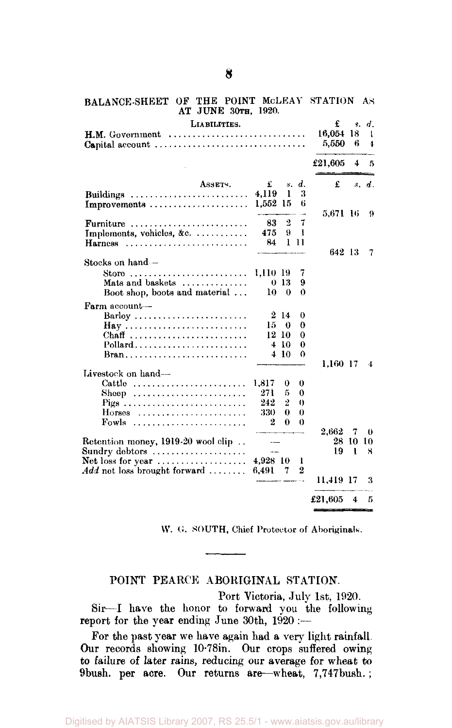## BALANCE-SHEET OF THE POINT McLEAY STATION AS AT JUNE 30TH, 1920.

| LIABILITIES. | | £ s. d. |
|---|---|---|
| H.M. Government | | 16,054 18 1 |
| Capital account | | 5,550 6 4 |
| | | £21,605 4 5 |

| ASSETS. | £ s. d. | £ s. d. |
|---|---|---|
| Buildings | 4,119 1 3 | |
| Improvements | 1,552 15 6 | |
| | | 5,671 16 9 |
| Furniture | 83 2 7 | |
| Implements, vehicles, &c. | 475 9 1 | |
| Harness | 84 1 11 | |
| | | 642 13 7 |
| Stocks on hand— | | |
| Store | 1,110 19 7 | |
| Mats and baskets | 0 13 9 | |
| Boot shop, boots and material | 10 0 0 | |
| Farm account— | | |
| Barley | 2 14 0 | |
| Hay | 15 0 0 | |
| Chaff | 12 10 0 | |
| Pollard | 4 10 0 | |
| Bran | 4 10 0 | |
| | | 1,160 17 4 |
| Livestock on hand— | | |
| Cattle | 1,817 0 0 | |
| Sheep | 271 5 0 | |
| Pigs | 242 2 0 | |
| Horses | 330 0 0 | |
| Fowls | 2 0 0 | |
| | | 2,662 7 0 |
| Retention money, 1919-20 wool clip | — | 28 10 10 |
| Sundry debtors | — | 19 1 8 |
| Net loss for year | 4,928 10 1 | |
| *Add* net loss brought forward | 6,491 7 2 | |
| | | 11,419 17 3 |
| | | £21,605 4 5 |

W. G. SOUTH, Chief Protector of Aboriginals.

---

## POINT PEARCE ABORIGINAL STATION.

Port Victoria, July 1st, 1920.

Sir—I have the honor to forward you the following report for the year ending June 30th, 1920 :—

For the past year we have again had a very light rainfall. Our records showing 10·78in. Our crops suffered owing to failure of later rains, reducing our average for wheat to 9bush. per acre. Our returns are—wheat, 7,747bush.;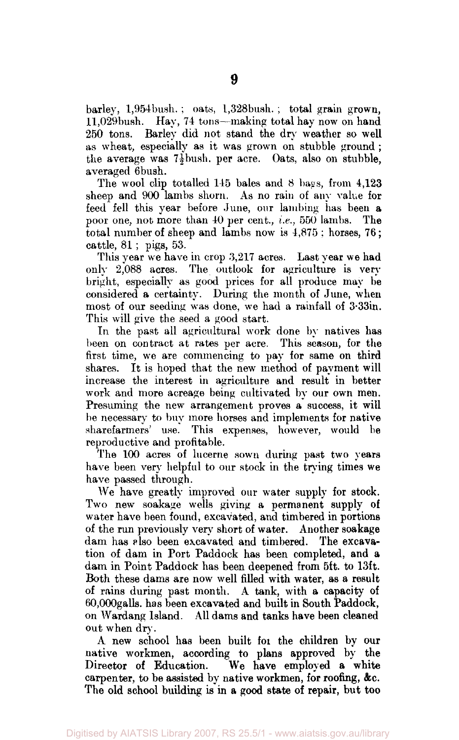barley, 1,954bush.; oats, 1,328bush.; total grain grown, 11,029bush. Hay, 74 tons—making total hay now on hand 250 tons. Barley did not stand the dry weather so well as wheat, especially as it was grown on stubble ground; the average was 7½bush. per acre. Oats, also on stubble, averaged 6bush.

The wool clip totalled 145 bales and 8 bags, from 4,123 sheep and 900 lambs shorn. As no rain of any value for feed fell this year before June, our lambing has been a poor one, not more than 40 per cent., *i.e.*, 550 lambs. The total number of sheep and lambs now is 4,875; horses, 76; cattle, 81; pigs, 53.

This year we have in crop 3,217 acres. Last year we had only 2,088 acres. The outlook for agriculture is very bright, especially as good prices for all produce may be considered a certainty. During the month of June, when most of our seeding was done, we had a rainfall of 3·33in. This will give the seed a good start.

In the past all agricultural work done by natives has been on contract at rates per acre. This season, for the first time, we are commencing to pay for same on third shares. It is hoped that the new method of payment will increase the interest in agriculture and result in better work and more acreage being cultivated by our own men. Presuming the new arrangement proves a success, it will be necessary to buy more horses and implements for native sharefarmers' use. This expenses, however, would be reproductive and profitable.

The 100 acres of lucerne sown during past two years have been very helpful to our stock in the trying times we have passed through.

We have greatly improved our water supply for stock. Two new soakage wells giving a permanent supply of water have been found, excavated, and timbered in portions of the run previously very short of water. Another soakage dam has also been excavated and timbered. The excavation of dam in Port Paddock has been completed, and a dam in Point Paddock has been deepened from 5ft. to 13ft. Both these dams are now well filled with water, as a result of rains during past month. A tank, with a capacity of 60,000galls. has been excavated and built in South Paddock, on Wardang Island. All dams and tanks have been cleaned out when dry.

A new school has been built for the children by our native workmen, according to plans approved by the Director of Education. We have employed a white carpenter, to be assisted by native workmen, for roofing, &c. The old school building is in a good state of repair, but too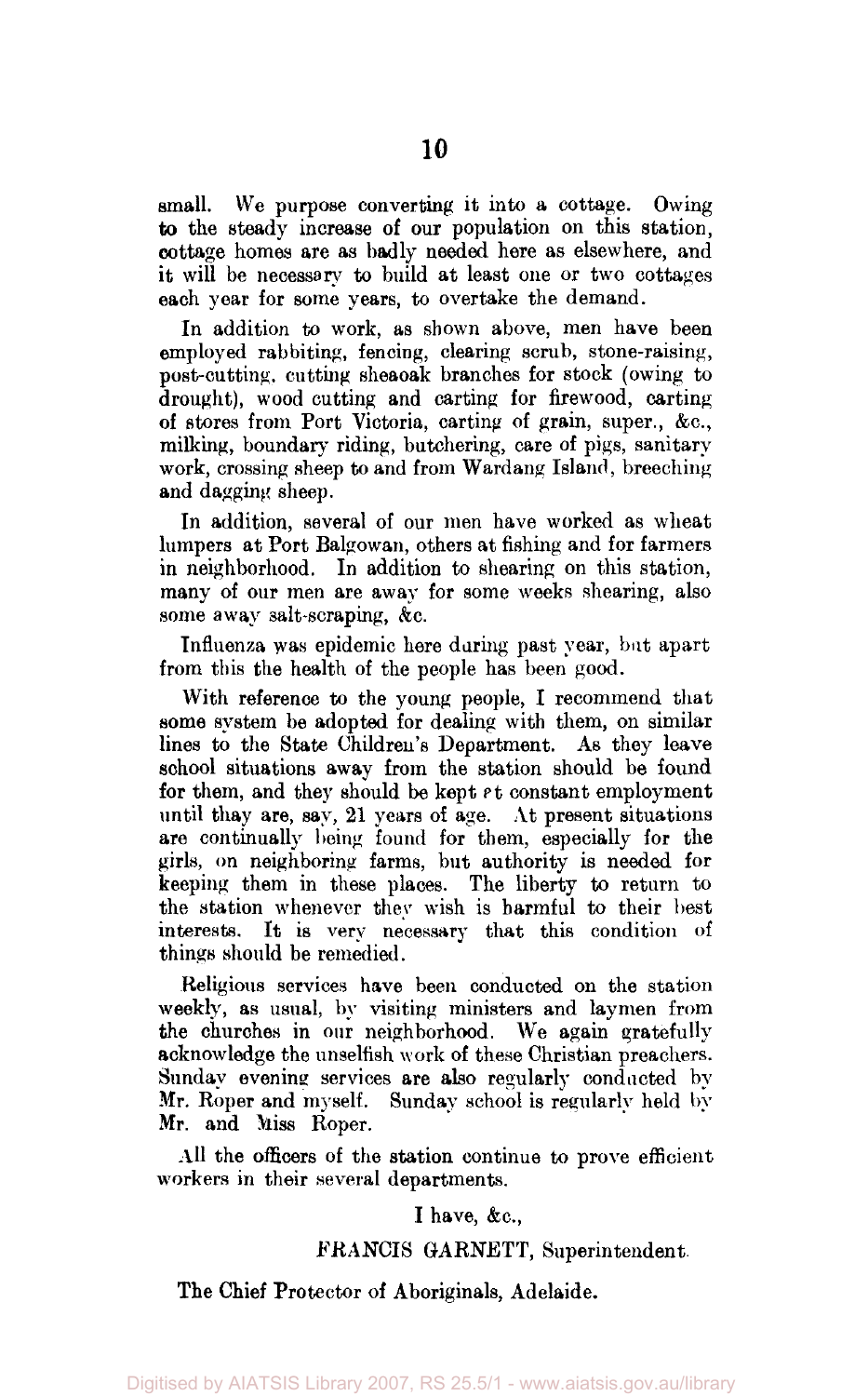small. We purpose converting it into a cottage. Owing to the steady increase of our population on this station, cottage homes are as badly needed here as elsewhere, and it will be necessary to build at least one or two cottages each year for some years, to overtake the demand.

In addition to work, as shown above, men have been employed rabbiting, fencing, clearing scrub, stone-raising, post-cutting, cutting sheaoak branches for stock (owing to drought), wood cutting and carting for firewood, carting of stores from Port Victoria, carting of grain, super., &c., milking, boundary riding, butchering, care of pigs, sanitary work, crossing sheep to and from Wardang Island, breeching and dagging sheep.

In addition, several of our men have worked as wheat lumpers at Port Balgowan, others at fishing and for farmers in neighborhood. In addition to shearing on this station, many of our men are away for some weeks shearing, also some away salt-scraping, &c.

Influenza was epidemic here during past year, but apart from this the health of the people has been good.

With reference to the young people, I recommend that some system be adopted for dealing with them, on similar lines to the State Children's Department. As they leave school situations away from the station should be found for them, and they should be kept at constant employment until thay are, say, 21 years of age. At present situations are continually being found for them, especially for the girls, on neighboring farms, but authority is needed for keeping them in these places. The liberty to return to the station whenever they wish is harmful to their best interests. It is very necessary that this condition of things should be remedied.

Religious services have been conducted on the station weekly, as usual, by visiting ministers and laymen from the churches in our neighborhood. We again gratefully acknowledge the unselfish work of these Christian preachers. Sunday evening services are also regularly conducted by Mr. Roper and myself. Sunday school is regularly held by Mr. and Miss Roper.

All the officers of the station continue to prove efficient workers in their several departments.

I have, &c.,

FRANCIS GARNETT, Superintendent.

The Chief Protector of Aboriginals, Adelaide.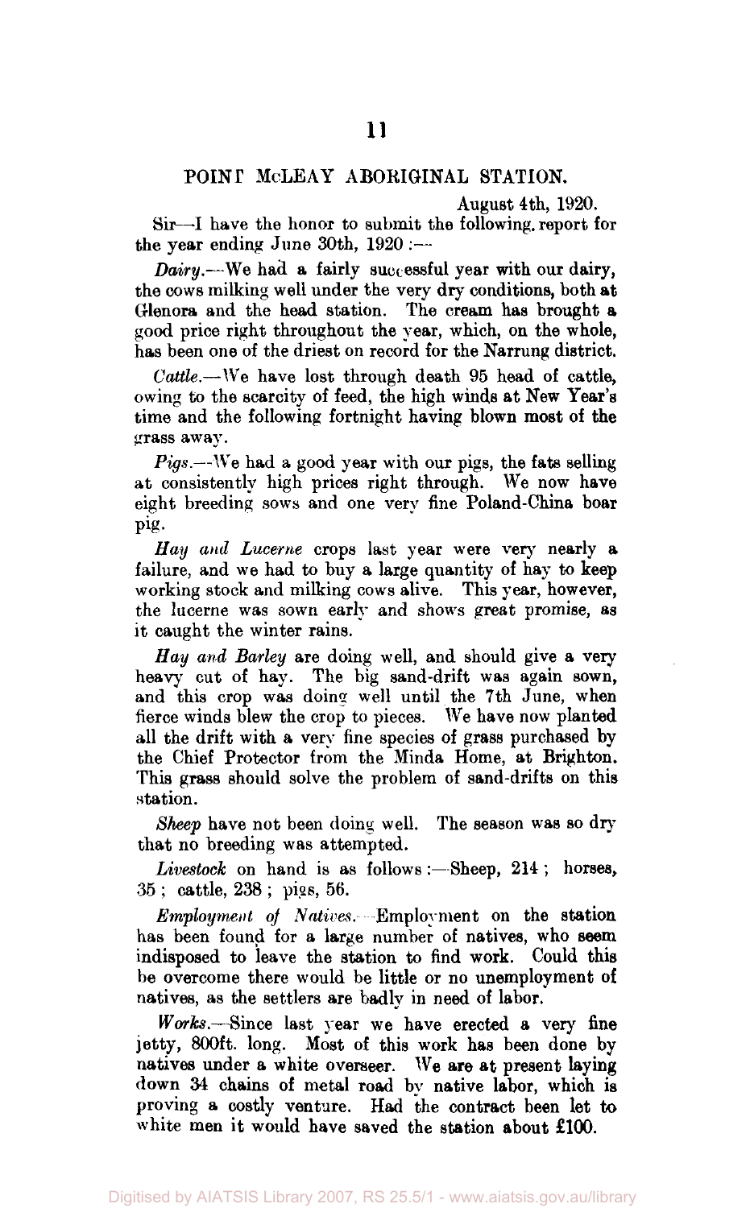## POINT McLEAY ABORIGINAL STATION.

August 4th, 1920.

Sir—I have the honor to submit the following report for the year ending June 30th, 1920:—

*Dairy.*—We had a fairly successful year with our dairy, the cows milking well under the very dry conditions, both at Glenora and the head station. The cream has brought a good price right throughout the year, which, on the whole, has been one of the driest on record for the Narrung district.

*Cattle.*—We have lost through death 95 head of cattle, owing to the scarcity of feed, the high winds at New Year's time and the following fortnight having blown most of the grass away.

*Pigs.*—We had a good year with our pigs, the fats selling at consistently high prices right through. We now have eight breeding sows and one very fine Poland-China boar pig.

*Hay and Lucerne* crops last year were very nearly a failure, and we had to buy a large quantity of hay to keep working stock and milking cows alive. This year, however, the lucerne was sown early and shows great promise, as it caught the winter rains.

*Hay and Barley* are doing well, and should give a very heavy cut of hay. The big sand-drift was again sown, and this crop was doing well until the 7th June, when fierce winds blew the crop to pieces. We have now planted all the drift with a very fine species of grass purchased by the Chief Protector from the Minda Home, at Brighton. This grass should solve the problem of sand-drifts on this station.

*Sheep* have not been doing well. The season was so dry that no breeding was attempted.

*Livestock* on hand is as follows:—Sheep, 214; horses, 35; cattle, 238; pigs, 56.

*Employment of Natives.*—Employment on the station has been found for a large number of natives, who seem indisposed to leave the station to find work. Could this be overcome there would be little or no unemployment of natives, as the settlers are badly in need of labor.

*Works.*—Since last year we have erected a very fine jetty, 800ft. long. Most of this work has been done by natives under a white overseer. We are at present laying down 34 chains of metal road by native labor, which is proving a costly venture. Had the contract been let to white men it would have saved the station about £100.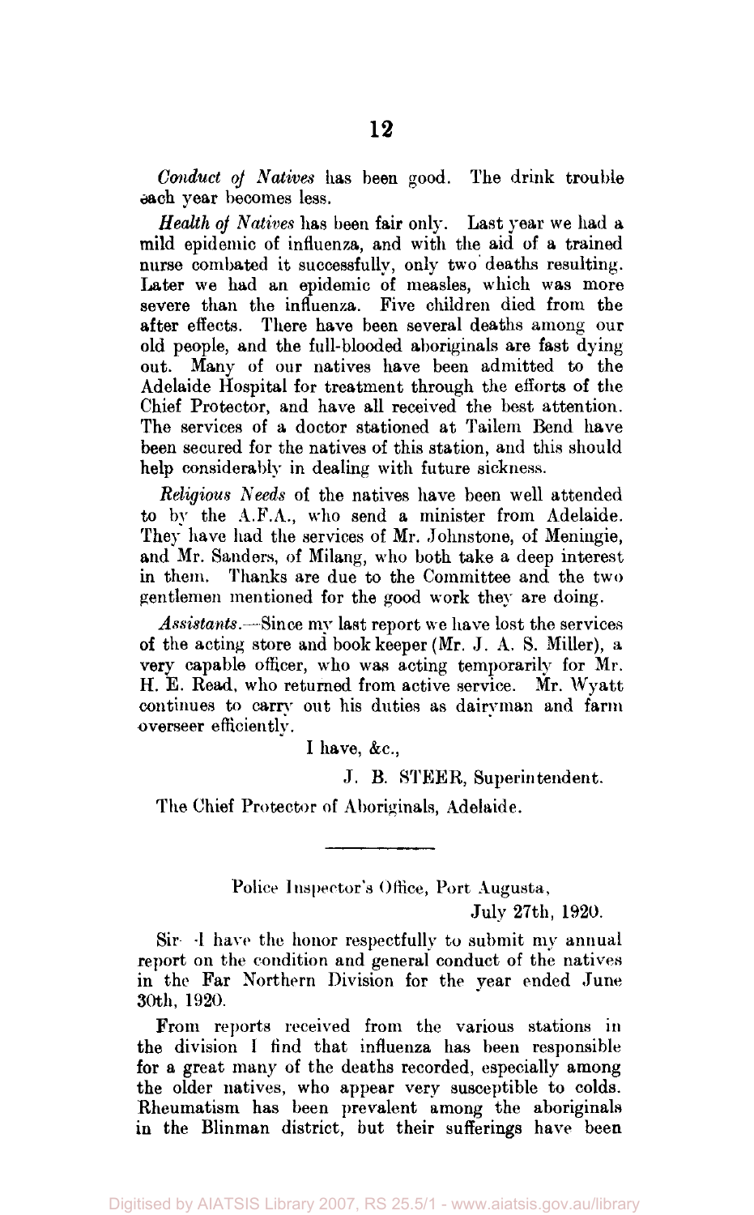*Conduct of Natives* has been good. The drink trouble each year becomes less.

*Health of Natives* has been fair only. Last year we had a mild epidemic of influenza, and with the aid of a trained nurse combated it successfully, only two deaths resulting. Later we had an epidemic of measles, which was more severe than the influenza. Five children died from the after effects. There have been several deaths among our old people, and the full-blooded aboriginals are fast dying out. Many of our natives have been admitted to the Adelaide Hospital for treatment through the efforts of the Chief Protector, and have all received the best attention. The services of a doctor stationed at Tailem Bend have been secured for the natives of this station, and this should help considerably in dealing with future sickness.

*Religious Needs* of the natives have been well attended to by the A.F.A., who send a minister from Adelaide. They have had the services of Mr. Johnstone, of Meningie, and Mr. Sanders, of Milang, who both take a deep interest in them. Thanks are due to the Committee and the two gentlemen mentioned for the good work they are doing.

*Assistants.*—Since my last report we have lost the services of the acting store and book keeper (Mr. J. A. S. Miller), a very capable officer, who was acting temporarily for Mr. H. E. Read, who returned from active service. Mr. Wyatt continues to carry out his duties as dairyman and farm overseer efficiently.

I have, &c.,

J. B. STEER, Superintendent.

The Chief Protector of Aboriginals, Adelaide.

---

Police Inspector's Office, Port Augusta,

July 27th, 1920.

Sir—I have the honor respectfully to submit my annual report on the condition and general conduct of the natives in the Far Northern Division for the year ended June 30th, 1920.

From reports received from the various stations in the division I find that influenza has been responsible for a great many of the deaths recorded, especially among the older natives, who appear very susceptible to colds. Rheumatism has been prevalent among the aboriginals in the Blinman district, but their sufferings have been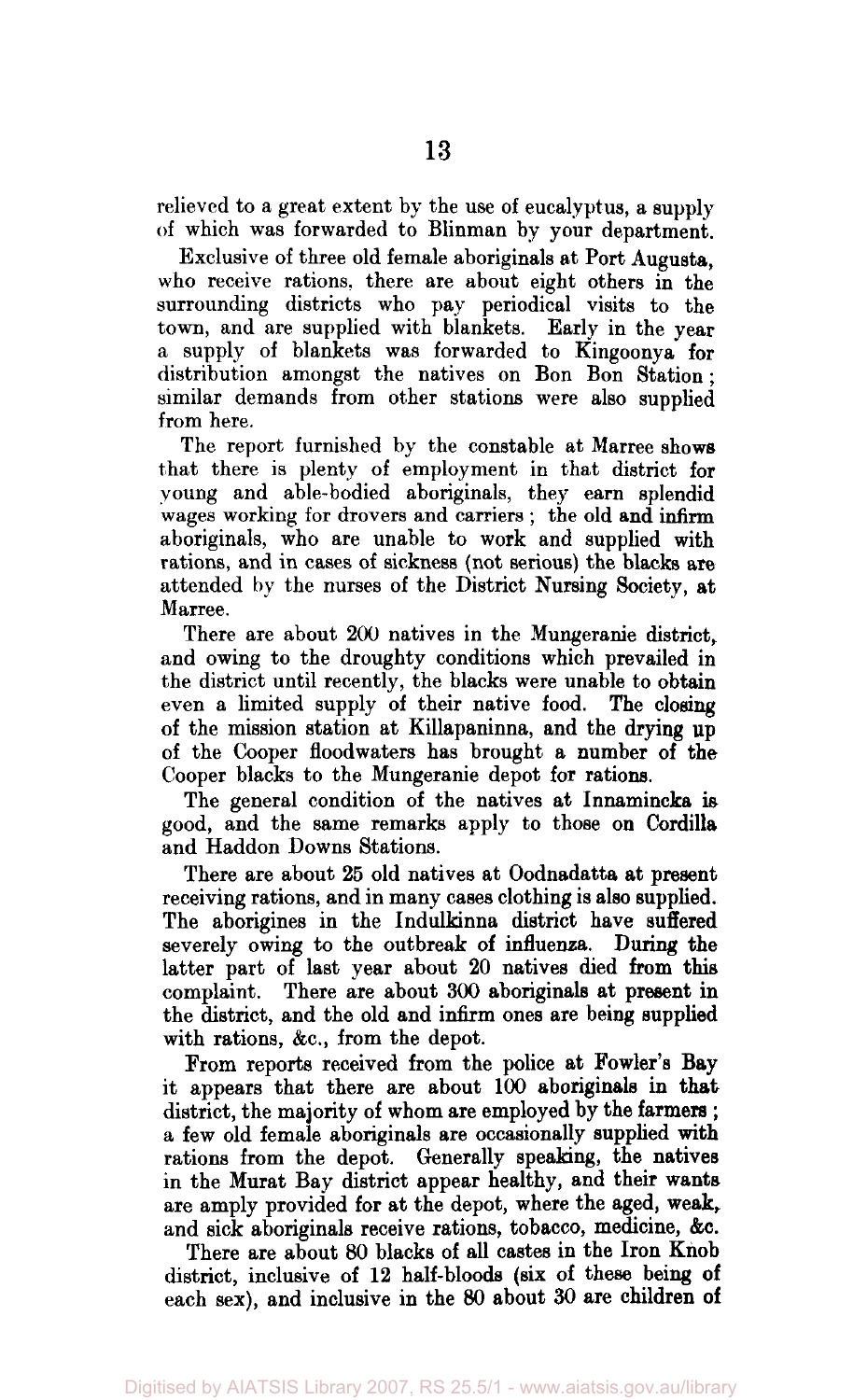relieved to a great extent by the use of eucalyptus, a supply of which was forwarded to Blinman by your department.

Exclusive of three old female aboriginals at Port Augusta, who receive rations, there are about eight others in the surrounding districts who pay periodical visits to the town, and are supplied with blankets. Early in the year a supply of blankets was forwarded to Kingoonya for distribution amongst the natives on Bon Bon Station; similar demands from other stations were also supplied from here.

The report furnished by the constable at Marree shows that there is plenty of employment in that district for young and able-bodied aboriginals, they earn splendid wages working for drovers and carriers; the old and infirm aboriginals, who are unable to work and supplied with rations, and in cases of sickness (not serious) the blacks are attended by the nurses of the District Nursing Society, at Marree.

There are about 200 natives in the Mungeranie district, and owing to the droughty conditions which prevailed in the district until recently, the blacks were unable to obtain even a limited supply of their native food. The closing of the mission station at Killapaninna, and the drying up of the Cooper floodwaters has brought a number of the Cooper blacks to the Mungeranie depot for rations.

The general condition of the natives at Innamincka is good, and the same remarks apply to those on Cordilla and Haddon Downs Stations.

There are about 25 old natives at Oodnadatta at present receiving rations, and in many cases clothing is also supplied. The aborigines in the Indulkinna district have suffered severely owing to the outbreak of influenza. During the latter part of last year about 20 natives died from this complaint. There are about 300 aboriginals at present in the district, and the old and infirm ones are being supplied with rations, &c., from the depot.

From reports received from the police at Fowler's Bay it appears that there are about 100 aboriginals in that district, the majority of whom are employed by the farmers; a few old female aboriginals are occasionally supplied with rations from the depot. Generally speaking, the natives in the Murat Bay district appear healthy, and their wants are amply provided for at the depot, where the aged, weak, and sick aboriginals receive rations, tobacco, medicine, &c.

There are about 80 blacks of all castes in the Iron Knob district, inclusive of 12 half-bloods (six of these being of each sex), and inclusive in the 80 about 30 are children of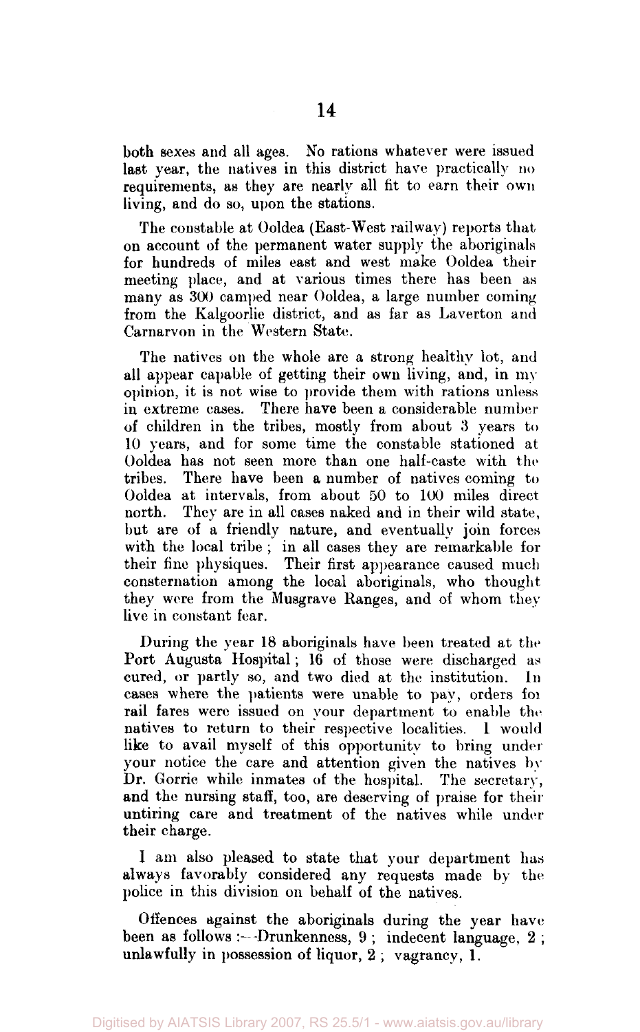both sexes and all ages. No rations whatever were issued last year, the natives in this district have practically no requirements, as they are nearly all fit to earn their own living, and do so, upon the stations.

The constable at Ooldea (East-West railway) reports that on account of the permanent water supply the aboriginals for hundreds of miles east and west make Ooldea their meeting place, and at various times there has been as many as 300 camped near Ooldea, a large number coming from the Kalgoorlie district, and as far as Laverton and Carnarvon in the Western State.

The natives on the whole are a strong healthy lot, and all appear capable of getting their own living, and, in my opinion, it is not wise to provide them with rations unless in extreme cases. There have been a considerable number of children in the tribes, mostly from about 3 years to 10 years, and for some time the constable stationed at Ooldea has not seen more than one half-caste with the tribes. There have been a number of natives coming to Ooldea at intervals, from about 50 to 100 miles direct north. They are in all cases naked and in their wild state, but are of a friendly nature, and eventually join forces with the local tribe; in all cases they are remarkable for their fine physiques. Their first appearance caused much consternation among the local aboriginals, who thought they were from the Musgrave Ranges, and of whom they live in constant fear.

During the year 18 aboriginals have been treated at the Port Augusta Hospital; 16 of those were discharged as cured, or partly so, and two died at the institution. In cases where the patients were unable to pay, orders for rail fares were issued on your department to enable the natives to return to their respective localities. I would like to avail myself of this opportunity to bring under your notice the care and attention given the natives by Dr. Gorrie while inmates of the hospital. The secretary, and the nursing staff, too, are deserving of praise for their untiring care and treatment of the natives while under their charge.

I am also pleased to state that your department has always favorably considered any requests made by the police in this division on behalf of the natives.

Offences against the aboriginals during the year have been as follows:—Drunkenness, 9; indecent language, 2; unlawfully in possession of liquor, 2; vagrancy, 1.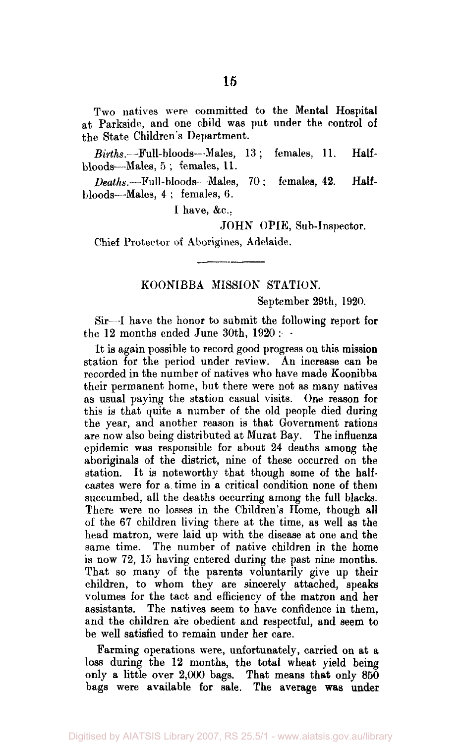Two natives were committed to the Mental Hospital at Parkside, and one child was put under the control of the State Children's Department.

*Births.*—Full-bloods—Males, 13; females, 11. Half-bloods—Males, 5; females, 11.

*Deaths.*—Full-bloods—Males, 70; females, 42. Half-bloods—Males, 4; females, 6.

I have, &c.,

JOHN OPIE, Sub-Inspector.

Chief Protector of Aborigines, Adelaide.

---

## KOONIBBA MISSION STATION.

September 29th, 1920.

Sir—I have the honor to submit the following report for the 12 months ended June 30th, 1920:—

It is again possible to record good progress on this mission station for the period under review. An increase can be recorded in the number of natives who have made Koonibba their permanent home, but there were not as many natives as usual paying the station casual visits. One reason for this is that quite a number of the old people died during the year, and another reason is that Government rations are now also being distributed at Murat Bay. The influenza epidemic was responsible for about 24 deaths among the aboriginals of the district, nine of these occurred on the station. It is noteworthy that though some of the half-castes were for a time in a critical condition none of them succumbed, all the deaths occurring among the full blacks. There were no losses in the Children's Home, though all of the 67 children living there at the time, as well as the head matron, were laid up with the disease at one and the same time. The number of native children in the home is now 72, 15 having entered during the past nine months. That so many of the parents voluntarily give up their children, to whom they are sincerely attached, speaks volumes for the tact and efficiency of the matron and her assistants. The natives seem to have confidence in them, and the children are obedient and respectful, and seem to be well satisfied to remain under her care.

Farming operations were, unfortunately, carried on at a loss during the 12 months, the total wheat yield being only a little over 2,000 bags. That means that only 850 bags were available for sale. The average was under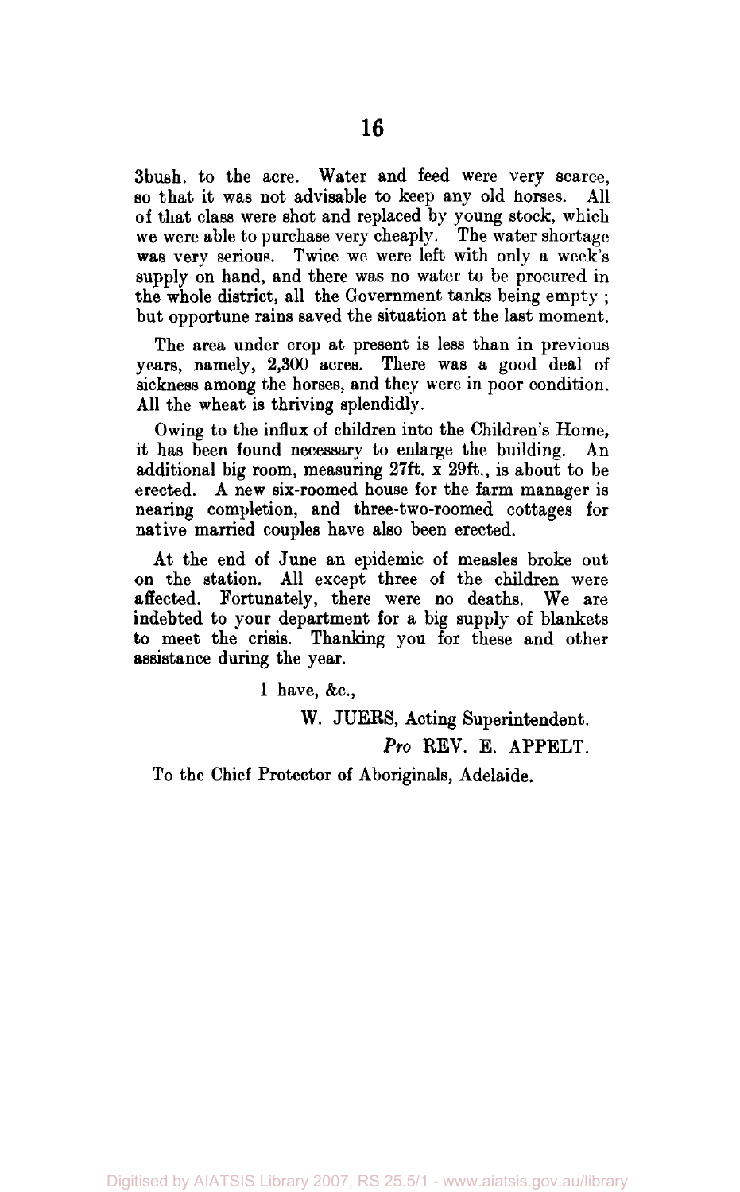3bush. to the acre. Water and feed were very scarce, so that it was not advisable to keep any old horses. All of that class were shot and replaced by young stock, which we were able to purchase very cheaply. The water shortage was very serious. Twice we were left with only a week's supply on hand, and there was no water to be procured in the whole district, all the Government tanks being empty ; but opportune rains saved the situation at the last moment.

The area under crop at present is less than in previous years, namely, 2,300 acres. There was a good deal of sickness among the horses, and they were in poor condition. All the wheat is thriving splendidly.

Owing to the influx of children into the Children's Home, it has been found necessary to enlarge the building. An additional big room, measuring 27ft. x 29ft., is about to be erected. A new six-roomed house for the farm manager is nearing completion, and three-two-roomed cottages for native married couples have also been erected.

At the end of June an epidemic of measles broke out on the station. All except three of the children were affected. Fortunately, there were no deaths. We are indebted to your department for a big supply of blankets to meet the crisis. Thanking you for these and other assistance during the year.

I have, &c.,

W. JUERS, Acting Superintendent.

*Pro* REV. E. APPELT.

To the Chief Protector of Aboriginals, Adelaide.